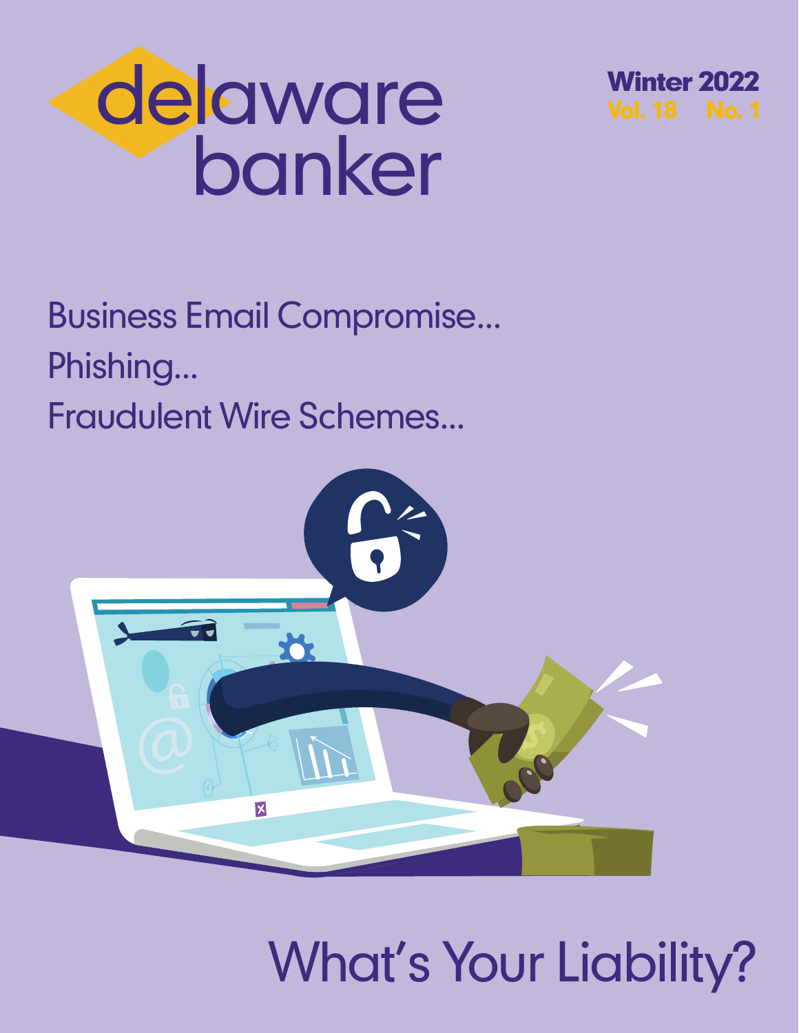# delaware banker

**Winter 2022**
**Vol. 18 No. 1**

Business Email Compromise...

Phishing...

Fraudulent Wire Schemes...

## What's Your Liability?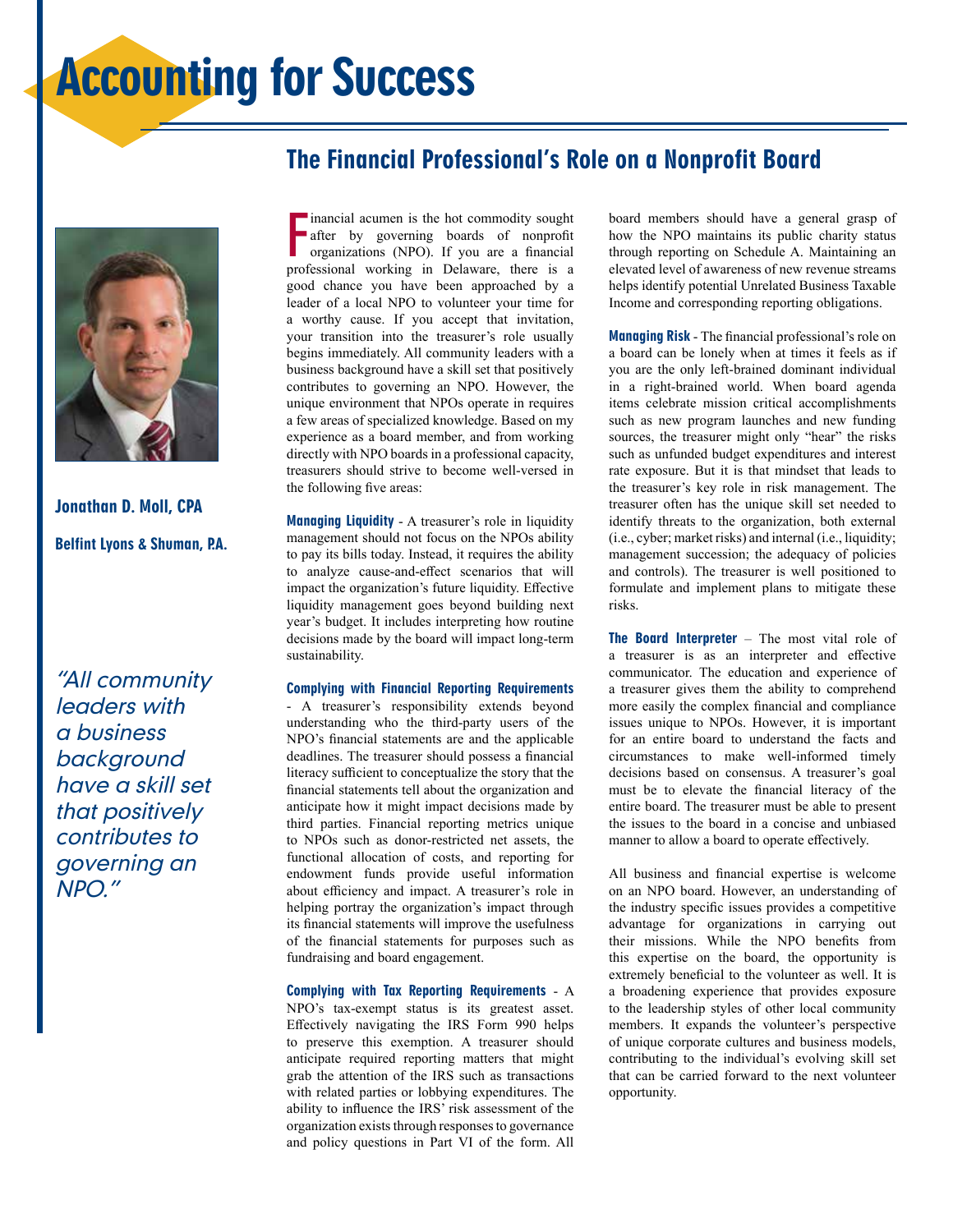# Accounting for Success

## The Financial Professional's Role on a Nonprofit Board

**Jonathan D. Moll, CPA**

**Belfint Lyons & Shuman, P.A.**

*"All community leaders with a business background have a skill set that positively contributes to governing an NPO."*

Financial acumen is the hot commodity sought after by governing boards of nonprofit organizations (NPO). If you are a financial professional working in Delaware, there is a good chance you have been approached by a leader of a local NPO to volunteer your time for a worthy cause. If you accept that invitation, your transition into the treasurer's role usually begins immediately. All community leaders with a business background have a skill set that positively contributes to governing an NPO. However, the unique environment that NPOs operate in requires a few areas of specialized knowledge. Based on my experience as a board member, and from working directly with NPO boards in a professional capacity, treasurers should strive to become well-versed in the following five areas:

**Managing Liquidity** - A treasurer's role in liquidity management should not focus on the NPOs ability to pay its bills today. Instead, it requires the ability to analyze cause-and-effect scenarios that will impact the organization's future liquidity. Effective liquidity management goes beyond building next year's budget. It includes interpreting how routine decisions made by the board will impact long-term sustainability.

**Complying with Financial Reporting Requirements** - A treasurer's responsibility extends beyond understanding who the third-party users of the NPO's financial statements are and the applicable deadlines. The treasurer should possess a financial literacy sufficient to conceptualize the story that the financial statements tell about the organization and anticipate how it might impact decisions made by third parties. Financial reporting metrics unique to NPOs such as donor-restricted net assets, the functional allocation of costs, and reporting for endowment funds provide useful information about efficiency and impact. A treasurer's role in helping portray the organization's impact through its financial statements will improve the usefulness of the financial statements for purposes such as fundraising and board engagement.

**Complying with Tax Reporting Requirements** - A NPO's tax-exempt status is its greatest asset. Effectively navigating the IRS Form 990 helps to preserve this exemption. A treasurer should anticipate required reporting matters that might grab the attention of the IRS such as transactions with related parties or lobbying expenditures. The ability to influence the IRS' risk assessment of the organization exists through responses to governance and policy questions in Part VI of the form. All board members should have a general grasp of how the NPO maintains its public charity status through reporting on Schedule A. Maintaining an elevated level of awareness of new revenue streams helps identify potential Unrelated Business Taxable Income and corresponding reporting obligations.

**Managing Risk** - The financial professional's role on a board can be lonely when at times it feels as if you are the only left-brained dominant individual in a right-brained world. When board agenda items celebrate mission critical accomplishments such as new program launches and new funding sources, the treasurer might only "hear" the risks such as unfunded budget expenditures and interest rate exposure. But it is that mindset that leads to the treasurer's key role in risk management. The treasurer often has the unique skill set needed to identify threats to the organization, both external (i.e., cyber; market risks) and internal (i.e., liquidity; management succession; the adequacy of policies and controls). The treasurer is well positioned to formulate and implement plans to mitigate these risks.

**The Board Interpreter** – The most vital role of a treasurer is as an interpreter and effective communicator. The education and experience of a treasurer gives them the ability to comprehend more easily the complex financial and compliance issues unique to NPOs. However, it is important for an entire board to understand the facts and circumstances to make well-informed timely decisions based on consensus. A treasurer's goal must be to elevate the financial literacy of the entire board. The treasurer must be able to present the issues to the board in a concise and unbiased manner to allow a board to operate effectively.

All business and financial expertise is welcome on an NPO board. However, an understanding of the industry specific issues provides a competitive advantage for organizations in carrying out their missions. While the NPO benefits from this expertise on the board, the opportunity is extremely beneficial to the volunteer as well. It is a broadening experience that provides exposure to the leadership styles of other local community members. It expands the volunteer's perspective of unique corporate cultures and business models, contributing to the individual's evolving skill set that can be carried forward to the next volunteer opportunity.